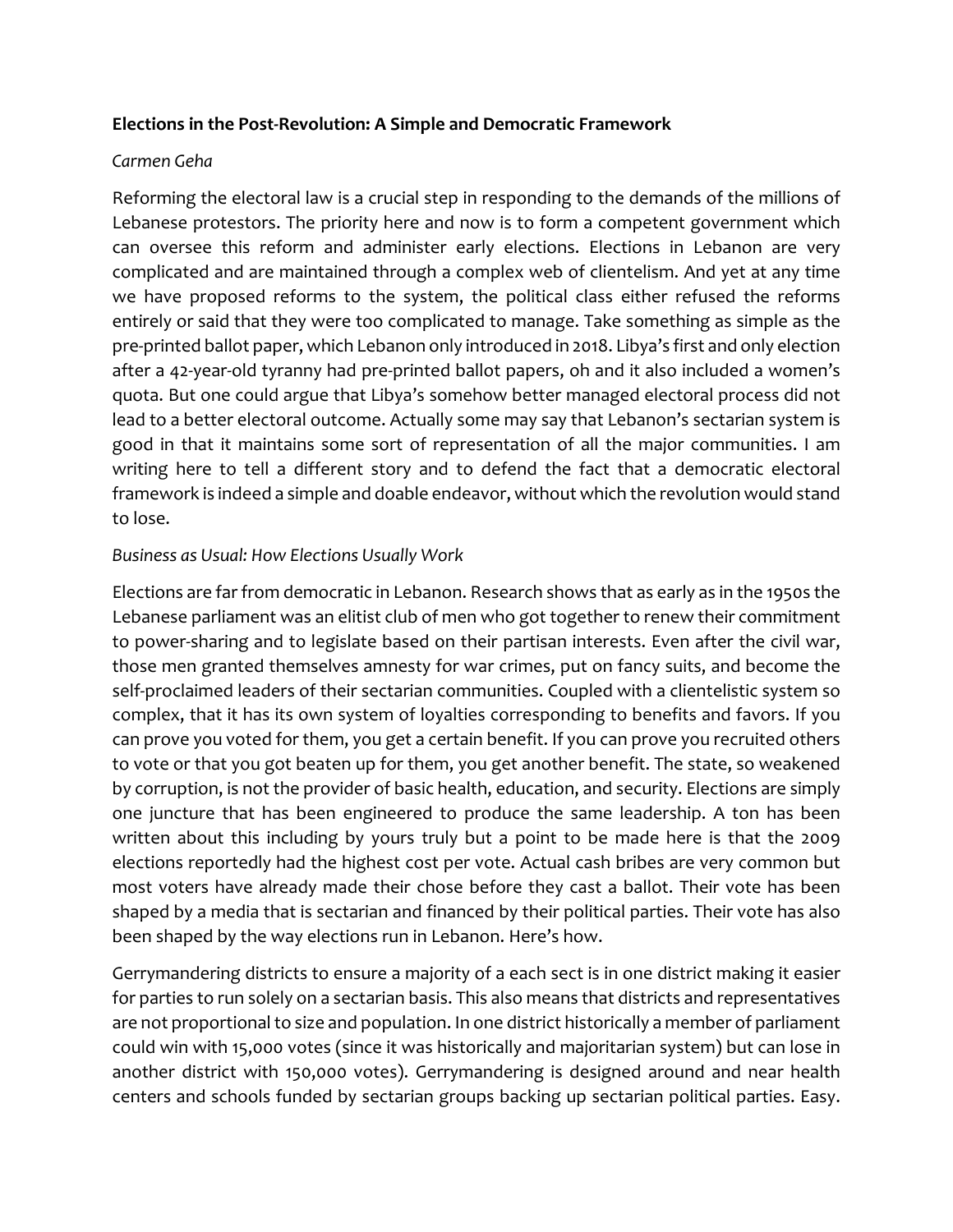**Elections in the Post-Revolution: A Simple and Democratic Framework**

*Carmen Geha*

Reforming the electoral law is a crucial step in responding to the demands of the millions of Lebanese protestors. The priority here and now is to form a competent government which can oversee this reform and administer early elections. Elections in Lebanon are very complicated and are maintained through a complex web of clientelism. And yet at any time we have proposed reforms to the system, the political class either refused the reforms entirely or said that they were too complicated to manage. Take something as simple as the pre-printed ballot paper, which Lebanon only introduced in 2018. Libya's first and only election after a 42-year-old tyranny had pre-printed ballot papers, oh and it also included a women's quota. But one could argue that Libya's somehow better managed electoral process did not lead to a better electoral outcome. Actually some may say that Lebanon's sectarian system is good in that it maintains some sort of representation of all the major communities. I am writing here to tell a different story and to defend the fact that a democratic electoral framework is indeed a simple and doable endeavor, without which the revolution would stand to lose.

*Business as Usual: How Elections Usually Work*

Elections are far from democratic in Lebanon. Research shows that as early as in the 1950s the Lebanese parliament was an elitist club of men who got together to renew their commitment to power-sharing and to legislate based on their partisan interests. Even after the civil war, those men granted themselves amnesty for war crimes, put on fancy suits, and become the self-proclaimed leaders of their sectarian communities. Coupled with a clientelistic system so complex, that it has its own system of loyalties corresponding to benefits and favors. If you can prove you voted for them, you get a certain benefit. If you can prove you recruited others to vote or that you got beaten up for them, you get another benefit. The state, so weakened by corruption, is not the provider of basic health, education, and security. Elections are simply one juncture that has been engineered to produce the same leadership. A ton has been written about this including by yours truly but a point to be made here is that the 2009 elections reportedly had the highest cost per vote. Actual cash bribes are very common but most voters have already made their chose before they cast a ballot. Their vote has been shaped by a media that is sectarian and financed by their political parties. Their vote has also been shaped by the way elections run in Lebanon. Here's how.

Gerrymandering districts to ensure a majority of a each sect is in one district making it easier for parties to run solely on a sectarian basis. This also means that districts and representatives are not proportional to size and population. In one district historically a member of parliament could win with 15,000 votes (since it was historically and majoritarian system) but can lose in another district with 150,000 votes). Gerrymandering is designed around and near health centers and schools funded by sectarian groups backing up sectarian political parties. Easy.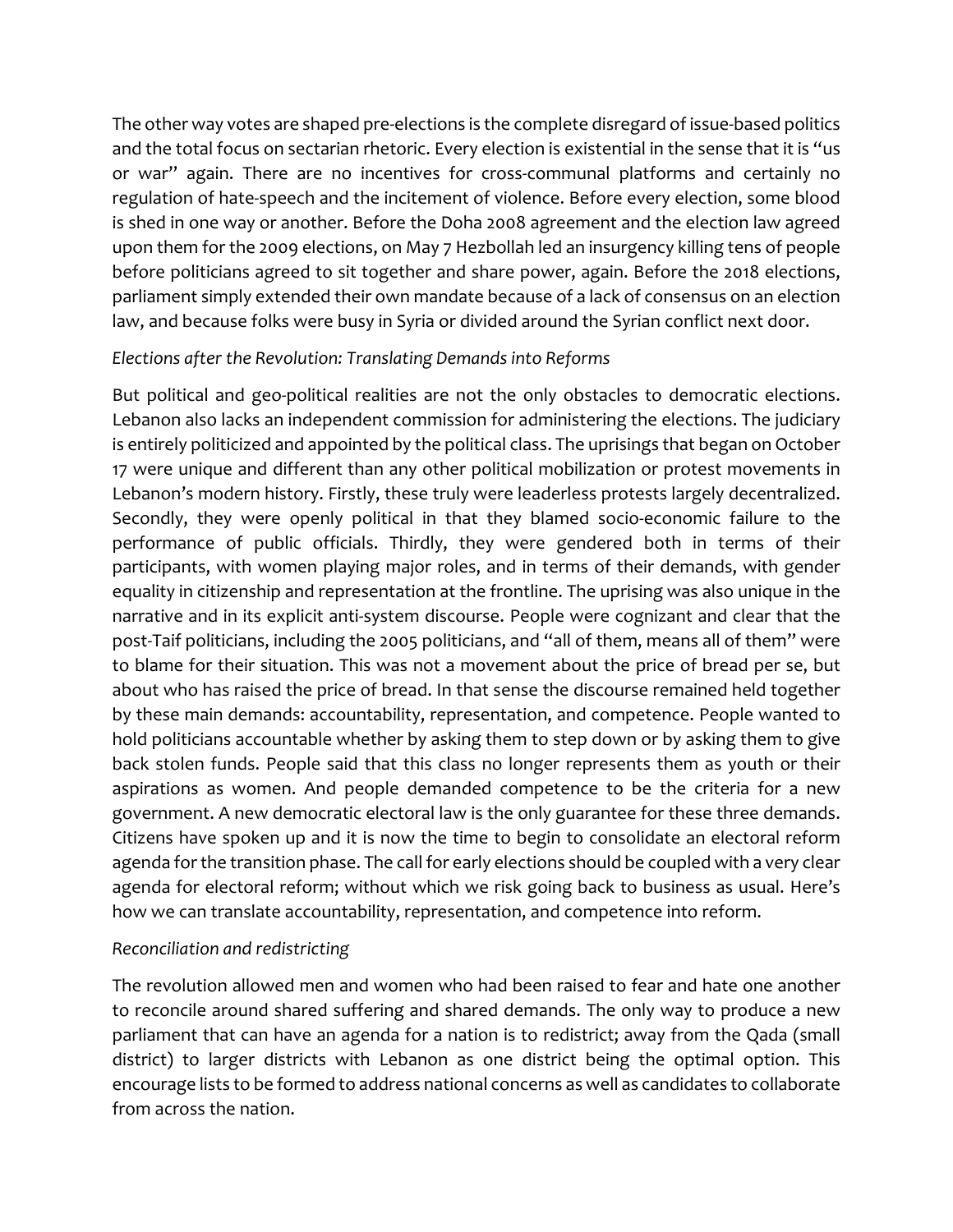The other way votes are shaped pre-elections is the complete disregard of issue-based politics and the total focus on sectarian rhetoric. Every election is existential in the sense that it is "us or war" again. There are no incentives for cross-communal platforms and certainly no regulation of hate-speech and the incitement of violence. Before every election, some blood is shed in one way or another. Before the Doha 2008 agreement and the election law agreed upon them for the 2009 elections, on May 7 Hezbollah led an insurgency killing tens of people before politicians agreed to sit together and share power, again. Before the 2018 elections, parliament simply extended their own mandate because of a lack of consensus on an election law, and because folks were busy in Syria or divided around the Syrian conflict next door.

*Elections after the Revolution: Translating Demands into Reforms*

But political and geo-political realities are not the only obstacles to democratic elections. Lebanon also lacks an independent commission for administering the elections. The judiciary is entirely politicized and appointed by the political class. The uprisings that began on October 17 were unique and different than any other political mobilization or protest movements in Lebanon's modern history. Firstly, these truly were leaderless protests largely decentralized. Secondly, they were openly political in that they blamed socio-economic failure to the performance of public officials. Thirdly, they were gendered both in terms of their participants, with women playing major roles, and in terms of their demands, with gender equality in citizenship and representation at the frontline. The uprising was also unique in the narrative and in its explicit anti-system discourse. People were cognizant and clear that the post-Taif politicians, including the 2005 politicians, and "all of them, means all of them" were to blame for their situation. This was not a movement about the price of bread per se, but about who has raised the price of bread. In that sense the discourse remained held together by these main demands: accountability, representation, and competence. People wanted to hold politicians accountable whether by asking them to step down or by asking them to give back stolen funds. People said that this class no longer represents them as youth or their aspirations as women. And people demanded competence to be the criteria for a new government. A new democratic electoral law is the only guarantee for these three demands. Citizens have spoken up and it is now the time to begin to consolidate an electoral reform agenda for the transition phase. The call for early elections should be coupled with a very clear agenda for electoral reform; without which we risk going back to business as usual. Here's how we can translate accountability, representation, and competence into reform.

*Reconciliation and redistricting*

The revolution allowed men and women who had been raised to fear and hate one another to reconcile around shared suffering and shared demands. The only way to produce a new parliament that can have an agenda for a nation is to redistrict; away from the Qada (small district) to larger districts with Lebanon as one district being the optimal option. This encourage lists to be formed to address national concerns as well as candidates to collaborate from across the nation.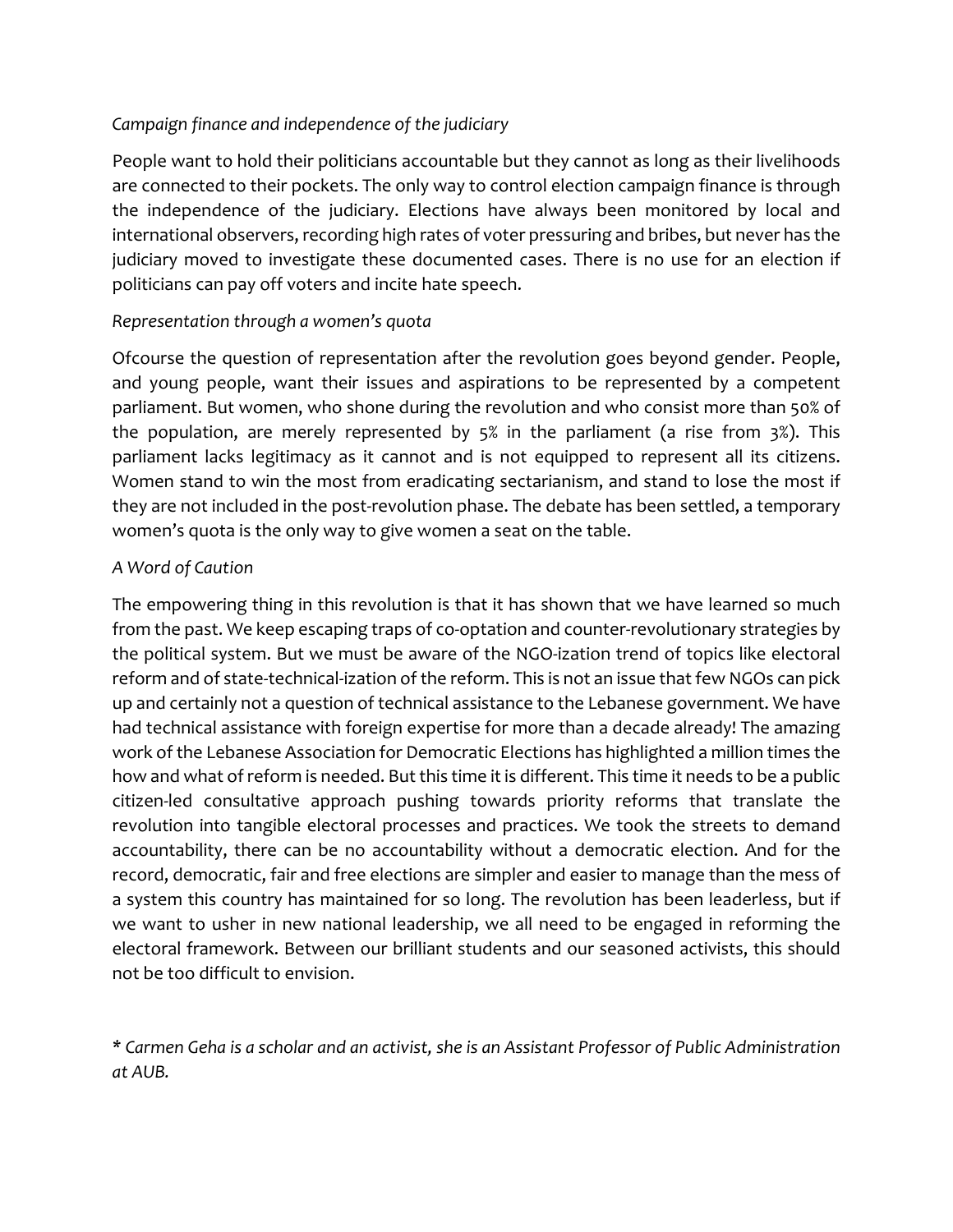*Campaign finance and independence of the judiciary*

People want to hold their politicians accountable but they cannot as long as their livelihoods are connected to their pockets. The only way to control election campaign finance is through the independence of the judiciary. Elections have always been monitored by local and international observers, recording high rates of voter pressuring and bribes, but never has the judiciary moved to investigate these documented cases. There is no use for an election if politicians can pay off voters and incite hate speech.

*Representation through a women's quota*

Ofcourse the question of representation after the revolution goes beyond gender. People, and young people, want their issues and aspirations to be represented by a competent parliament. But women, who shone during the revolution and who consist more than 50% of the population, are merely represented by 5% in the parliament (a rise from 3%). This parliament lacks legitimacy as it cannot and is not equipped to represent all its citizens. Women stand to win the most from eradicating sectarianism, and stand to lose the most if they are not included in the post-revolution phase. The debate has been settled, a temporary women's quota is the only way to give women a seat on the table.

*A Word of Caution*

The empowering thing in this revolution is that it has shown that we have learned so much from the past. We keep escaping traps of co-optation and counter-revolutionary strategies by the political system. But we must be aware of the NGO-ization trend of topics like electoral reform and of state-technical-ization of the reform. This is not an issue that few NGOs can pick up and certainly not a question of technical assistance to the Lebanese government. We have had technical assistance with foreign expertise for more than a decade already! The amazing work of the Lebanese Association for Democratic Elections has highlighted a million times the how and what of reform is needed. But this time it is different. This time it needs to be a public citizen-led consultative approach pushing towards priority reforms that translate the revolution into tangible electoral processes and practices. We took the streets to demand accountability, there can be no accountability without a democratic election. And for the record, democratic, fair and free elections are simpler and easier to manage than the mess of a system this country has maintained for so long. The revolution has been leaderless, but if we want to usher in new national leadership, we all need to be engaged in reforming the electoral framework. Between our brilliant students and our seasoned activists, this should not be too difficult to envision.

*\* Carmen Geha is a scholar and an activist, she is an Assistant Professor of Public Administration at AUB.*